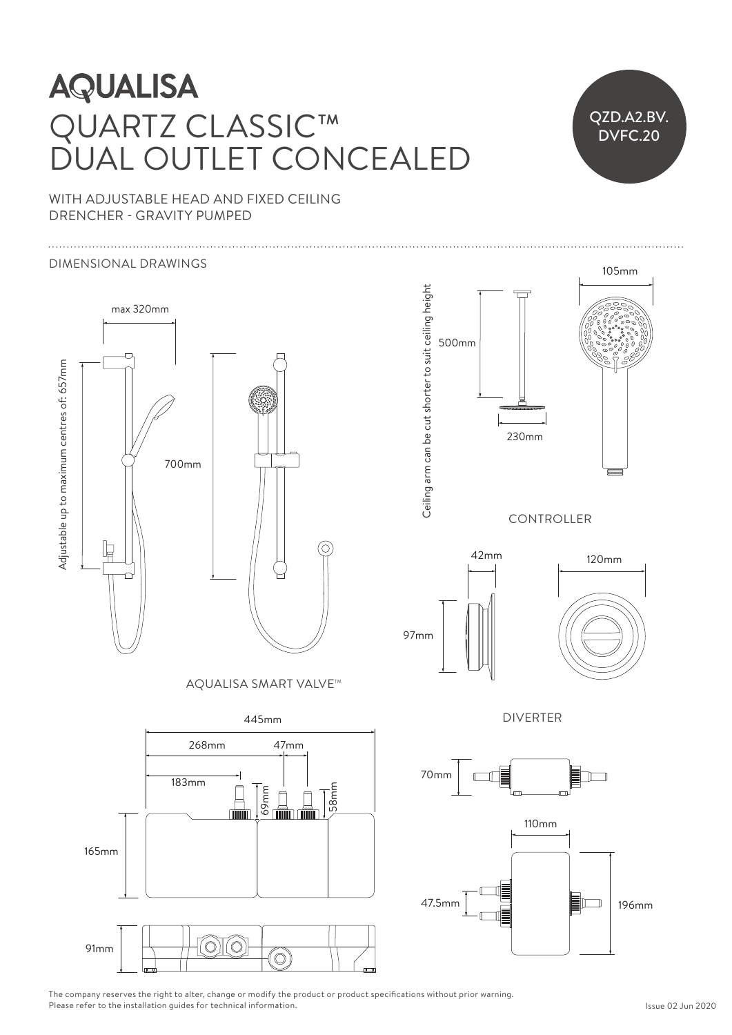# AQUALISA

# QUARTZ CLASSIC™ DUAL OUTLET CONCEALED

QZD.A2.BV. DVFC.20

WITH ADJUSTABLE HEAD AND FIXED CEILING DRENCHER - GRAVITY PUMPED

DIMENSIONAL DRAWINGS

max 320mm

Adjustable up to maximum centres of: 657mm

700mm

Ceiling arm can be cut shorter to suit ceiling height

500mm

230mm

105mm

CONTROLLER

42mm

97mm

120mm

AQUALISA SMART VALVE™

445mm

268mm

47mm

183mm

69mm

58mm

165mm

91mm

DIVERTER

70mm

110mm

47.5mm

196mm

The company reserves the right to alter, change or modify the product or product specifications without prior warning.
Please refer to the installation guides for technical information.

Issue 02 Jun 2020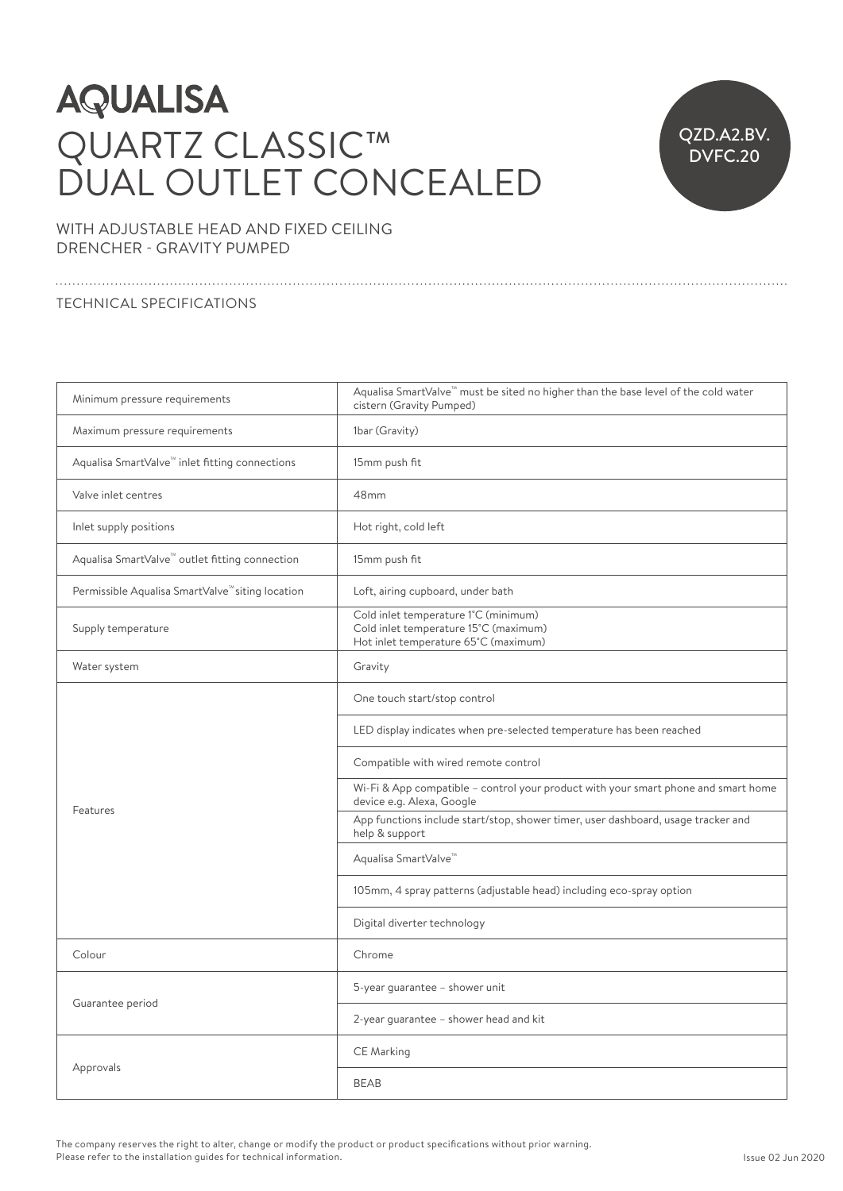# AQUALISA

# QUARTZ CLASSIC™ DUAL OUTLET CONCEALED

QZD.A2.BV.DVFC.20

WITH ADJUSTABLE HEAD AND FIXED CEILING DRENCHER - GRAVITY PUMPED

## TECHNICAL SPECIFICATIONS

| | |
|---|---|
| Minimum pressure requirements | Aqualisa SmartValve™ must be sited no higher than the base level of the cold water cistern (Gravity Pumped) |
| Maximum pressure requirements | 1bar (Gravity) |
| Aqualisa SmartValve™ inlet fitting connections | 15mm push fit |
| Valve inlet centres | 48mm |
| Inlet supply positions | Hot right, cold left |
| Aqualisa SmartValve™ outlet fitting connection | 15mm push fit |
| Permissible Aqualisa SmartValve™ siting location | Loft, airing cupboard, under bath |
| Supply temperature | Cold inlet temperature 1°C (minimum)<br>Cold inlet temperature 15°C (maximum)<br>Hot inlet temperature 65°C (maximum) |
| Water system | Gravity |
| Features | One touch start/stop control |
| | LED display indicates when pre-selected temperature has been reached |
| | Compatible with wired remote control |
| | Wi-Fi & App compatible – control your product with your smart phone and smart home device e.g. Alexa, Google |
| | App functions include start/stop, shower timer, user dashboard, usage tracker and help & support |
| | Aqualisa SmartValve™ |
| | 105mm, 4 spray patterns (adjustable head) including eco-spray option |
| | Digital diverter technology |
| Colour | Chrome |
| Guarantee period | 5-year guarantee – shower unit |
| | 2-year guarantee – shower head and kit |
| Approvals | CE Marking |
| | BEAB |

The company reserves the right to alter, change or modify the product or product specifications without prior warning.
Please refer to the installation guides for technical information.

Issue 02 Jun 2020